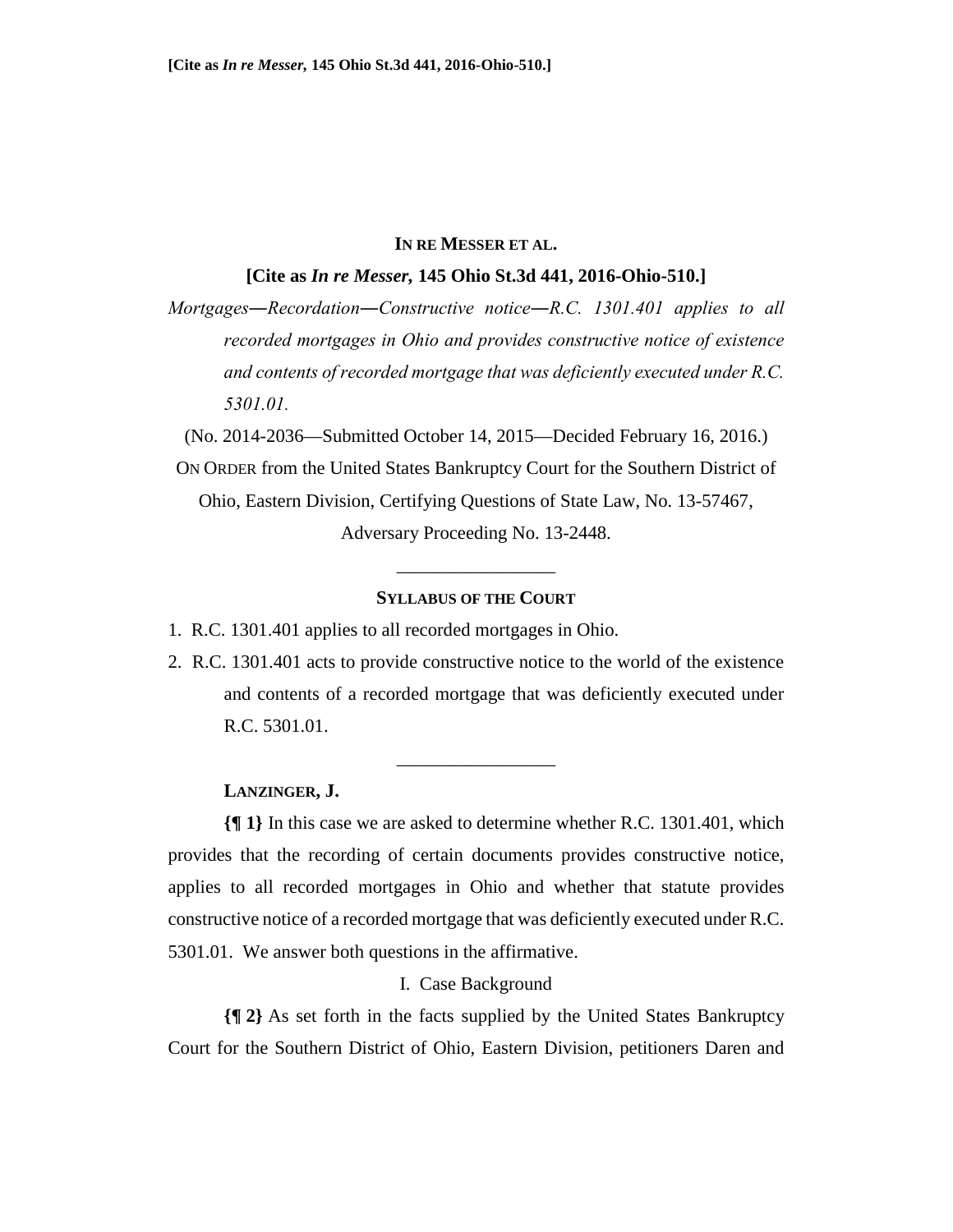**[Cite as *In re Messer,* 145 Ohio St.3d 441, 2016-Ohio-510.]**

# IN RE MESSER ET AL.

**[Cite as *In re Messer,* 145 Ohio St.3d 441, 2016-Ohio-510.]**

*Mortgages—Recordation—Constructive notice—R.C. 1301.401 applies to all recorded mortgages in Ohio and provides constructive notice of existence and contents of recorded mortgage that was deficiently executed under R.C. 5301.01.*

(No. 2014-2036—Submitted October 14, 2015—Decided February 16, 2016.)

ON ORDER from the United States Bankruptcy Court for the Southern District of Ohio, Eastern Division, Certifying Questions of State Law, No. 13-57467, Adversary Proceeding No. 13-2448.

---

## SYLLABUS OF THE COURT

1. R.C. 1301.401 applies to all recorded mortgages in Ohio.
2. R.C. 1301.401 acts to provide constructive notice to the world of the existence and contents of a recorded mortgage that was deficiently executed under R.C. 5301.01.

---

**LANZINGER, J.**

**{¶ 1}** In this case we are asked to determine whether R.C. 1301.401, which provides that the recording of certain documents provides constructive notice, applies to all recorded mortgages in Ohio and whether that statute provides constructive notice of a recorded mortgage that was deficiently executed under R.C. 5301.01. We answer both questions in the affirmative.

## I. Case Background

**{¶ 2}** As set forth in the facts supplied by the United States Bankruptcy Court for the Southern District of Ohio, Eastern Division, petitioners Daren and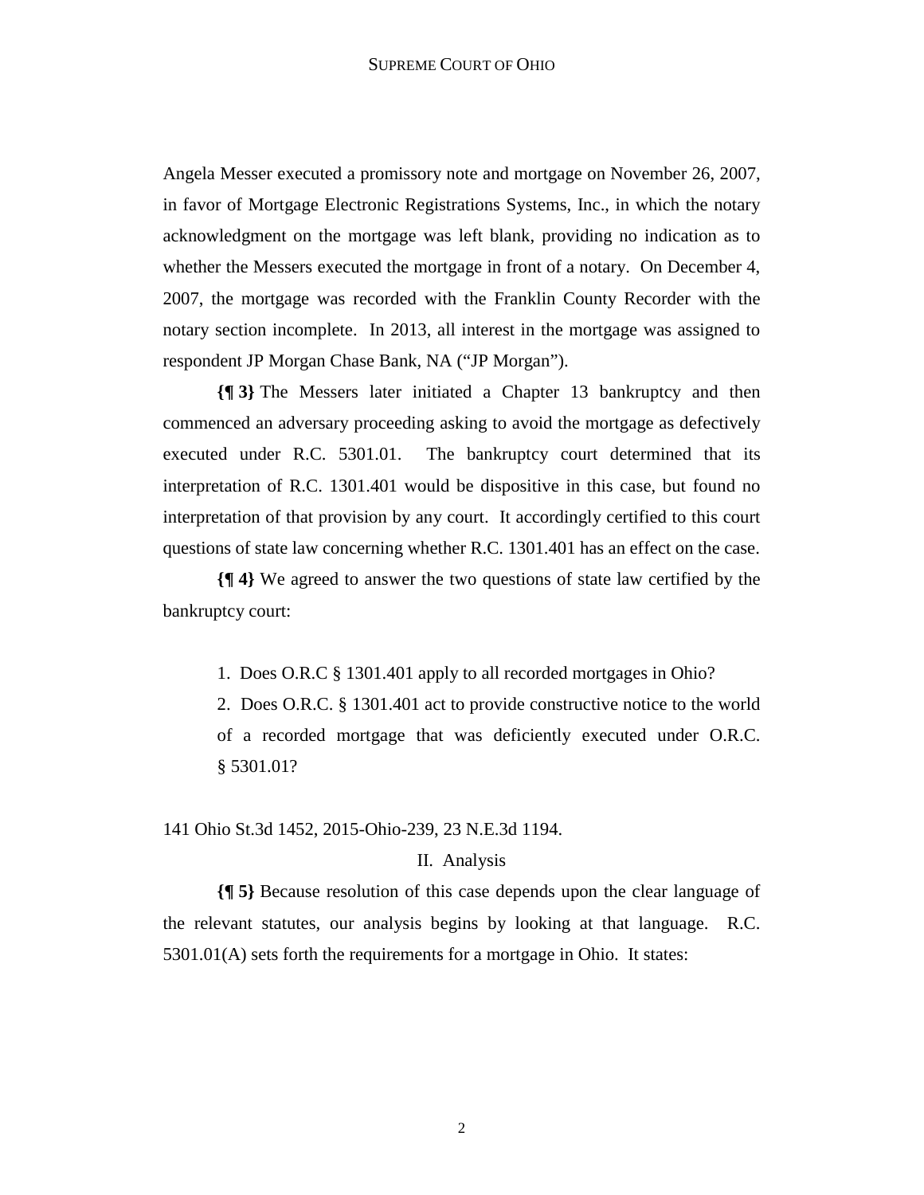Angela Messer executed a promissory note and mortgage on November 26, 2007, in favor of Mortgage Electronic Registrations Systems, Inc., in which the notary acknowledgment on the mortgage was left blank, providing no indication as to whether the Messers executed the mortgage in front of a notary. On December 4, 2007, the mortgage was recorded with the Franklin County Recorder with the notary section incomplete. In 2013, all interest in the mortgage was assigned to respondent JP Morgan Chase Bank, NA ("JP Morgan").

**{¶ 3}** The Messers later initiated a Chapter 13 bankruptcy and then commenced an adversary proceeding asking to avoid the mortgage as defectively executed under R.C. 5301.01. The bankruptcy court determined that its interpretation of R.C. 1301.401 would be dispositive in this case, but found no interpretation of that provision by any court. It accordingly certified to this court questions of state law concerning whether R.C. 1301.401 has an effect on the case.

**{¶ 4}** We agreed to answer the two questions of state law certified by the bankruptcy court:

> 1. Does O.R.C § 1301.401 apply to all recorded mortgages in Ohio?
>
> 2. Does O.R.C. § 1301.401 act to provide constructive notice to the world of a recorded mortgage that was deficiently executed under O.R.C. § 5301.01?

141 Ohio St.3d 1452, 2015-Ohio-239, 23 N.E.3d 1194.

## II. Analysis

**{¶ 5}** Because resolution of this case depends upon the clear language of the relevant statutes, our analysis begins by looking at that language. R.C. 5301.01(A) sets forth the requirements for a mortgage in Ohio. It states: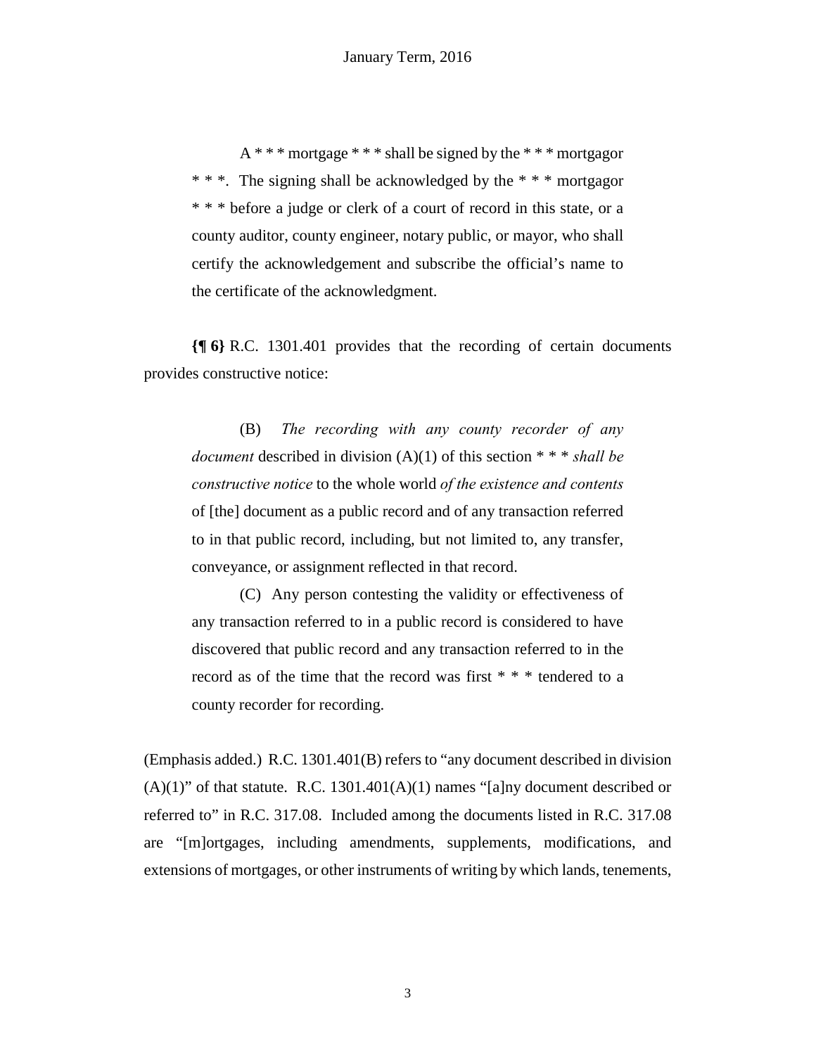> A * * * mortgage * * * shall be signed by the * * * mortgagor * * *. The signing shall be acknowledged by the * * * mortgagor * * * before a judge or clerk of a court of record in this state, or a county auditor, county engineer, notary public, or mayor, who shall certify the acknowledgement and subscribe the official's name to the certificate of the acknowledgment.

**{¶ 6}** R.C. 1301.401 provides that the recording of certain documents provides constructive notice:

> (B) *The recording with any county recorder of any document* described in division (A)(1) of this section * * * *shall be constructive notice* to the whole world *of the existence and contents* of [the] document as a public record and of any transaction referred to in that public record, including, but not limited to, any transfer, conveyance, or assignment reflected in that record.
>
> (C) Any person contesting the validity or effectiveness of any transaction referred to in a public record is considered to have discovered that public record and any transaction referred to in the record as of the time that the record was first * * * tendered to a county recorder for recording.

(Emphasis added.) R.C. 1301.401(B) refers to "any document described in division (A)(1)" of that statute. R.C. 1301.401(A)(1) names "[a]ny document described or referred to" in R.C. 317.08. Included among the documents listed in R.C. 317.08 are "[m]ortgages, including amendments, supplements, modifications, and extensions of mortgages, or other instruments of writing by which lands, tenements,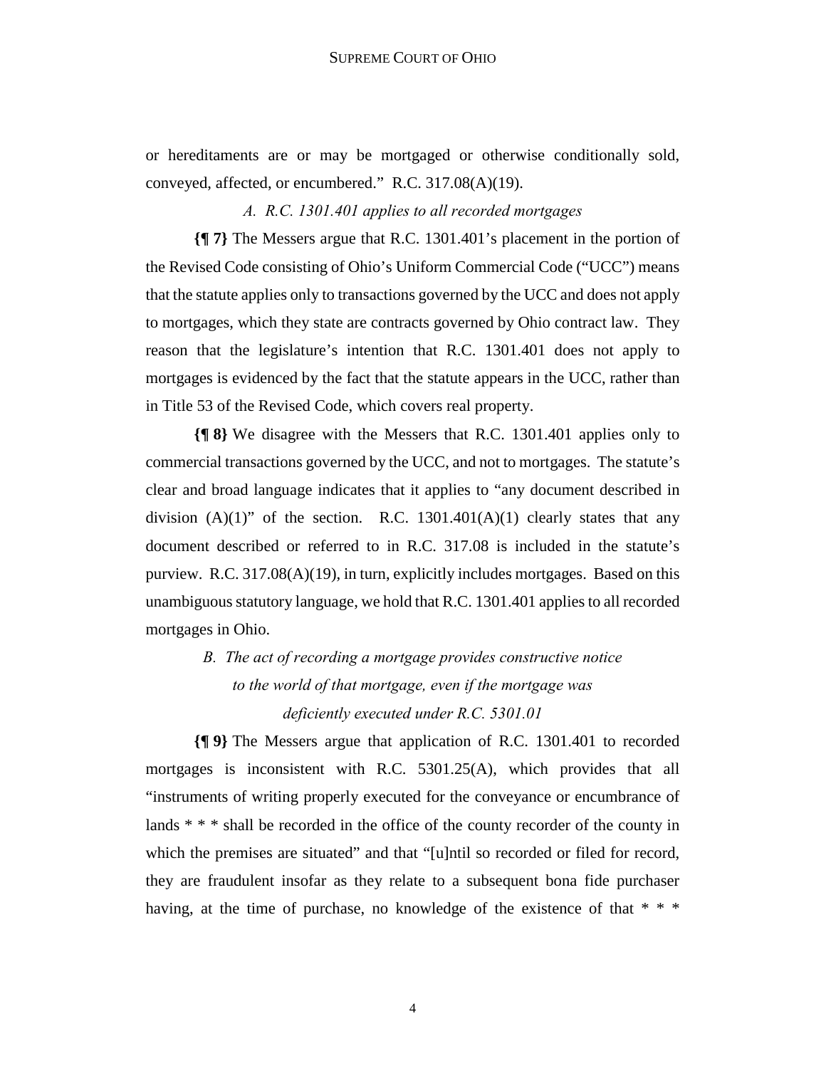or hereditaments are or may be mortgaged or otherwise conditionally sold, conveyed, affected, or encumbered." R.C. 317.08(A)(19).

### *A. R.C. 1301.401 applies to all recorded mortgages*

**{¶ 7}** The Messers argue that R.C. 1301.401's placement in the portion of the Revised Code consisting of Ohio's Uniform Commercial Code ("UCC") means that the statute applies only to transactions governed by the UCC and does not apply to mortgages, which they state are contracts governed by Ohio contract law. They reason that the legislature's intention that R.C. 1301.401 does not apply to mortgages is evidenced by the fact that the statute appears in the UCC, rather than in Title 53 of the Revised Code, which covers real property.

**{¶ 8}** We disagree with the Messers that R.C. 1301.401 applies only to commercial transactions governed by the UCC, and not to mortgages. The statute's clear and broad language indicates that it applies to "any document described in division (A)(1)" of the section. R.C. 1301.401(A)(1) clearly states that any document described or referred to in R.C. 317.08 is included in the statute's purview. R.C. 317.08(A)(19), in turn, explicitly includes mortgages. Based on this unambiguous statutory language, we hold that R.C. 1301.401 applies to all recorded mortgages in Ohio.

### *B. The act of recording a mortgage provides constructive notice to the world of that mortgage, even if the mortgage was deficiently executed under R.C. 5301.01*

**{¶ 9}** The Messers argue that application of R.C. 1301.401 to recorded mortgages is inconsistent with R.C. 5301.25(A), which provides that all "instruments of writing properly executed for the conveyance or encumbrance of lands * * * shall be recorded in the office of the county recorder of the county in which the premises are situated" and that "[u]ntil so recorded or filed for record, they are fraudulent insofar as they relate to a subsequent bona fide purchaser having, at the time of purchase, no knowledge of the existence of that * * *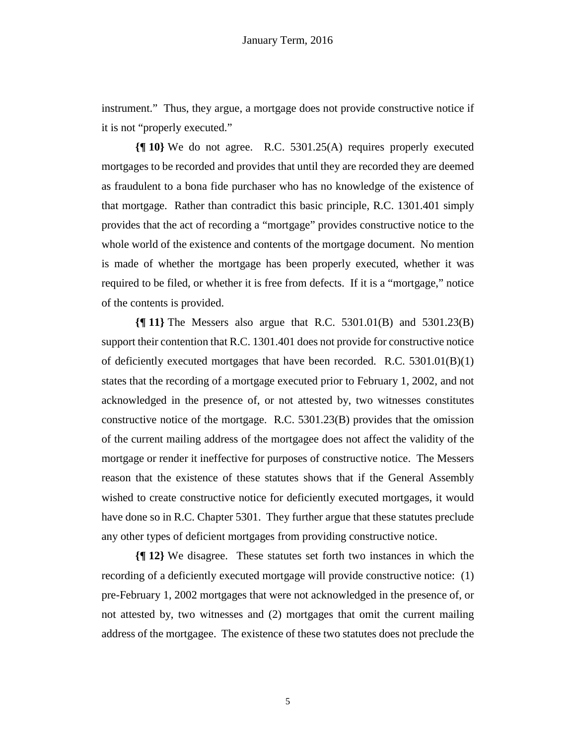instrument." Thus, they argue, a mortgage does not provide constructive notice if it is not "properly executed."

**{¶ 10}** We do not agree. R.C. 5301.25(A) requires properly executed mortgages to be recorded and provides that until they are recorded they are deemed as fraudulent to a bona fide purchaser who has no knowledge of the existence of that mortgage. Rather than contradict this basic principle, R.C. 1301.401 simply provides that the act of recording a "mortgage" provides constructive notice to the whole world of the existence and contents of the mortgage document. No mention is made of whether the mortgage has been properly executed, whether it was required to be filed, or whether it is free from defects. If it is a "mortgage," notice of the contents is provided.

**{¶ 11}** The Messers also argue that R.C. 5301.01(B) and 5301.23(B) support their contention that R.C. 1301.401 does not provide for constructive notice of deficiently executed mortgages that have been recorded. R.C. 5301.01(B)(1) states that the recording of a mortgage executed prior to February 1, 2002, and not acknowledged in the presence of, or not attested by, two witnesses constitutes constructive notice of the mortgage. R.C. 5301.23(B) provides that the omission of the current mailing address of the mortgagee does not affect the validity of the mortgage or render it ineffective for purposes of constructive notice. The Messers reason that the existence of these statutes shows that if the General Assembly wished to create constructive notice for deficiently executed mortgages, it would have done so in R.C. Chapter 5301. They further argue that these statutes preclude any other types of deficient mortgages from providing constructive notice.

**{¶ 12}** We disagree. These statutes set forth two instances in which the recording of a deficiently executed mortgage will provide constructive notice: (1) pre-February 1, 2002 mortgages that were not acknowledged in the presence of, or not attested by, two witnesses and (2) mortgages that omit the current mailing address of the mortgagee. The existence of these two statutes does not preclude the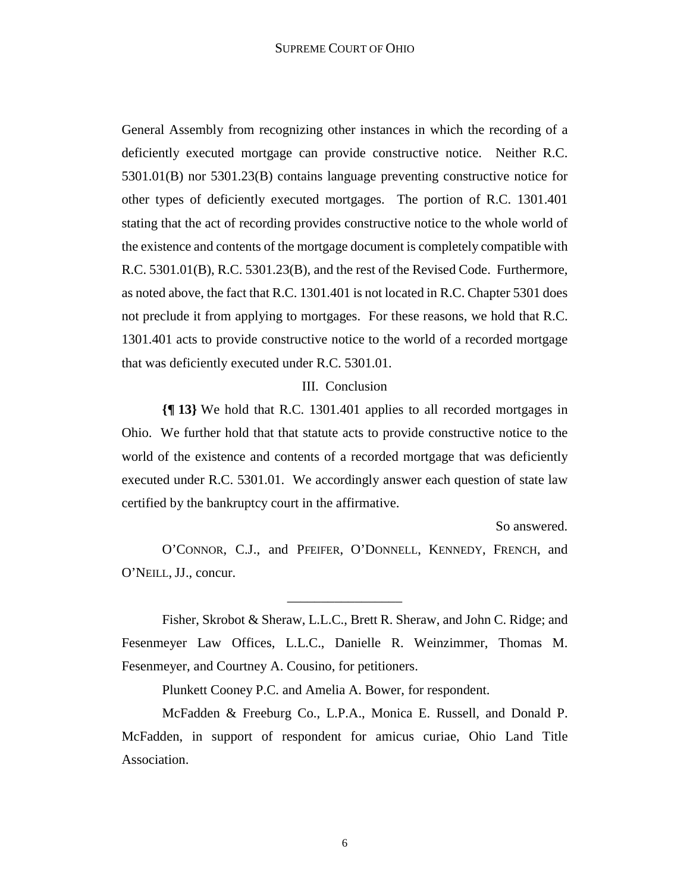General Assembly from recognizing other instances in which the recording of a deficiently executed mortgage can provide constructive notice. Neither R.C. 5301.01(B) nor 5301.23(B) contains language preventing constructive notice for other types of deficiently executed mortgages. The portion of R.C. 1301.401 stating that the act of recording provides constructive notice to the whole world of the existence and contents of the mortgage document is completely compatible with R.C. 5301.01(B), R.C. 5301.23(B), and the rest of the Revised Code. Furthermore, as noted above, the fact that R.C. 1301.401 is not located in R.C. Chapter 5301 does not preclude it from applying to mortgages. For these reasons, we hold that R.C. 1301.401 acts to provide constructive notice to the world of a recorded mortgage that was deficiently executed under R.C. 5301.01.

## III. Conclusion

**{¶ 13}** We hold that R.C. 1301.401 applies to all recorded mortgages in Ohio. We further hold that that statute acts to provide constructive notice to the world of the existence and contents of a recorded mortgage that was deficiently executed under R.C. 5301.01. We accordingly answer each question of state law certified by the bankruptcy court in the affirmative.

So answered.

O'CONNOR, C.J., and PFEIFER, O'DONNELL, KENNEDY, FRENCH, and O'NEILL, JJ., concur.

---

Fisher, Skrobot & Sheraw, L.L.C., Brett R. Sheraw, and John C. Ridge; and Fesenmeyer Law Offices, L.L.C., Danielle R. Weinzimmer, Thomas M. Fesenmeyer, and Courtney A. Cousino, for petitioners.

Plunkett Cooney P.C. and Amelia A. Bower, for respondent.

McFadden & Freeburg Co., L.P.A., Monica E. Russell, and Donald P. McFadden, in support of respondent for amicus curiae, Ohio Land Title Association.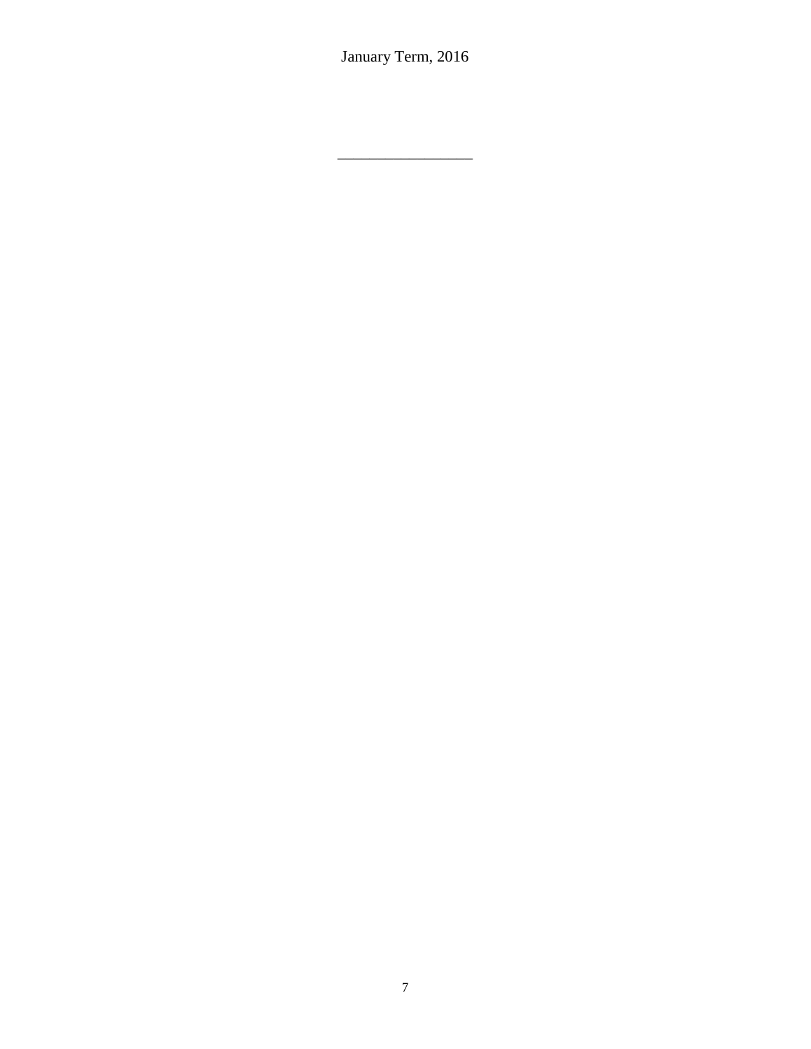January Term, 2016

\_\_\_\_\_\_\_\_\_\_\_\_\_\_\_\_\_\_